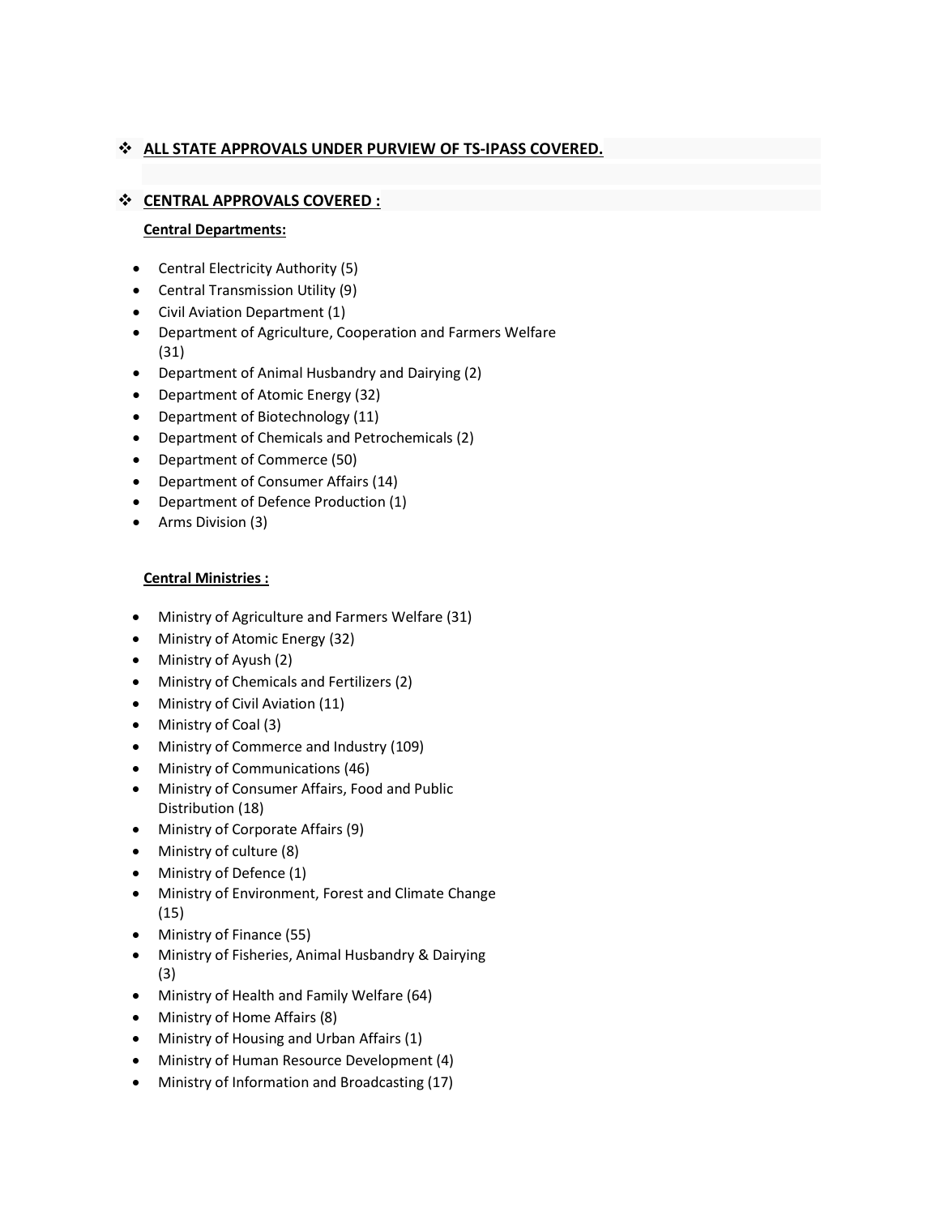- **ALL STATE APPROVALS UNDER PURVIEW OF TS-IPASS COVERED.**

- **CENTRAL APPROVALS COVERED :**

**Central Departments:**

- Central Electricity Authority (5)
- Central Transmission Utility (9)
- Civil Aviation Department (1)
- Department of Agriculture, Cooperation and Farmers Welfare (31)
- Department of Animal Husbandry and Dairying (2)
- Department of Atomic Energy (32)
- Department of Biotechnology (11)
- Department of Chemicals and Petrochemicals (2)
- Department of Commerce (50)
- Department of Consumer Affairs (14)
- Department of Defence Production (1)
- Arms Division (3)

**Central Ministries :**

- Ministry of Agriculture and Farmers Welfare (31)
- Ministry of Atomic Energy (32)
- Ministry of Ayush (2)
- Ministry of Chemicals and Fertilizers (2)
- Ministry of Civil Aviation (11)
- Ministry of Coal (3)
- Ministry of Commerce and Industry (109)
- Ministry of Communications (46)
- Ministry of Consumer Affairs, Food and Public Distribution (18)
- Ministry of Corporate Affairs (9)
- Ministry of culture (8)
- Ministry of Defence (1)
- Ministry of Environment, Forest and Climate Change (15)
- Ministry of Finance (55)
- Ministry of Fisheries, Animal Husbandry & Dairying (3)
- Ministry of Health and Family Welfare (64)
- Ministry of Home Affairs (8)
- Ministry of Housing and Urban Affairs (1)
- Ministry of Human Resource Development (4)
- Ministry of Information and Broadcasting (17)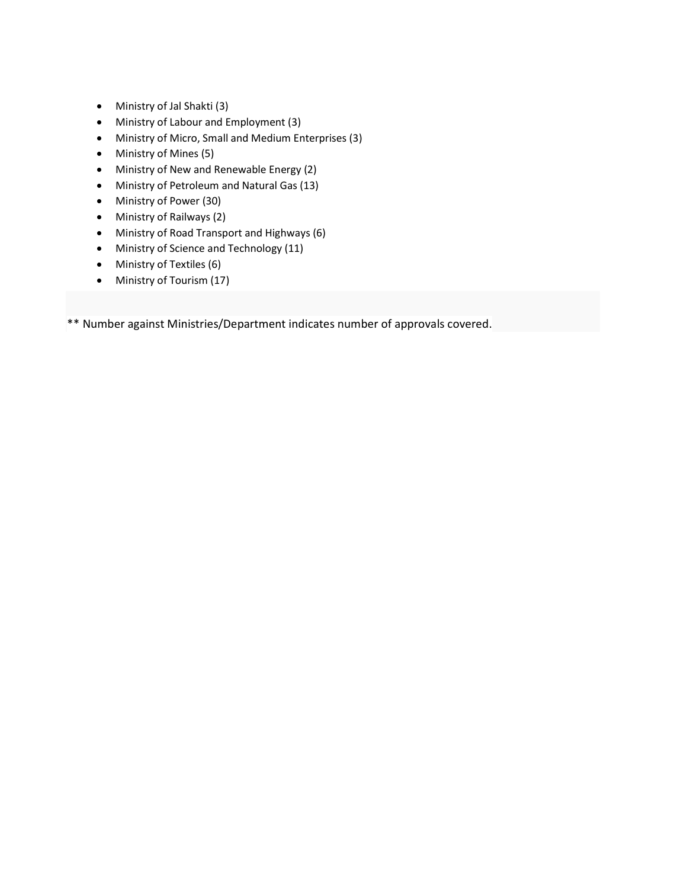- Ministry of Jal Shakti (3)
- Ministry of Labour and Employment (3)
- Ministry of Micro, Small and Medium Enterprises (3)
- Ministry of Mines (5)
- Ministry of New and Renewable Energy (2)
- Ministry of Petroleum and Natural Gas (13)
- Ministry of Power (30)
- Ministry of Railways (2)
- Ministry of Road Transport and Highways (6)
- Ministry of Science and Technology (11)
- Ministry of Textiles (6)
- Ministry of Tourism (17)

** Number against Ministries/Department indicates number of approvals covered.